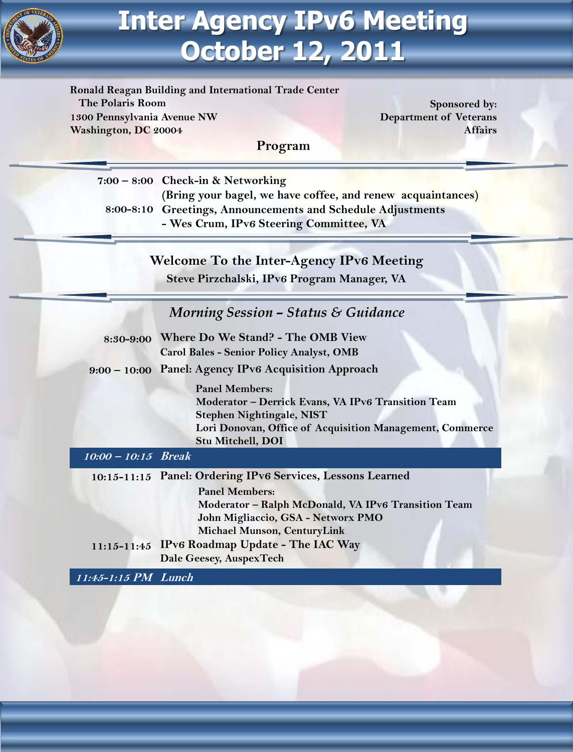# Inter Agency IPv6 Meeting
# October 12, 2011

**Ronald Reagan Building and International Trade Center**
**The Polaris Room**
**1300 Pennsylvania Avenue NW**
**Washington, DC 20004**

**Sponsored by:**
**Department of Veterans Affairs**

## Program

**7:00 – 8:00** **Check-in & Networking**
**(Bring your bagel, we have coffee, and renew acquaintances)**

**8:00-8:10** **Greetings, Announcements and Schedule Adjustments**
**- Wes Crum, IPv6 Steering Committee, VA**

### Welcome To the Inter-Agency IPv6 Meeting

**Steve Pirzchalski, IPv6 Program Manager, VA**

### *Morning Session – Status & Guidance*

**8:30-9:00** **Where Do We Stand? - The OMB View**
**Carol Bales - Senior Policy Analyst, OMB**

**9:00 – 10:00** **Panel: Agency IPv6 Acquisition Approach**

**Panel Members:**
**Moderator – Derrick Evans, VA IPv6 Transition Team**
**Stephen Nightingale, NIST**
**Lori Donovan, Office of Acquisition Management, Commerce**
**Stu Mitchell, DOI**

***10:00 – 10:15 Break***

**10:15-11:15** **Panel: Ordering IPv6 Services, Lessons Learned**

**Panel Members:**
**Moderator – Ralph McDonald, VA IPv6 Transition Team**
**John Migliaccio, GSA - Networx PMO**
**Michael Munson, CenturyLink**

**11:15-11:45** **IPv6 Roadmap Update - The IAC Way**
**Dale Geesey, AuspexTech**

***11:45-1:15 PM Lunch***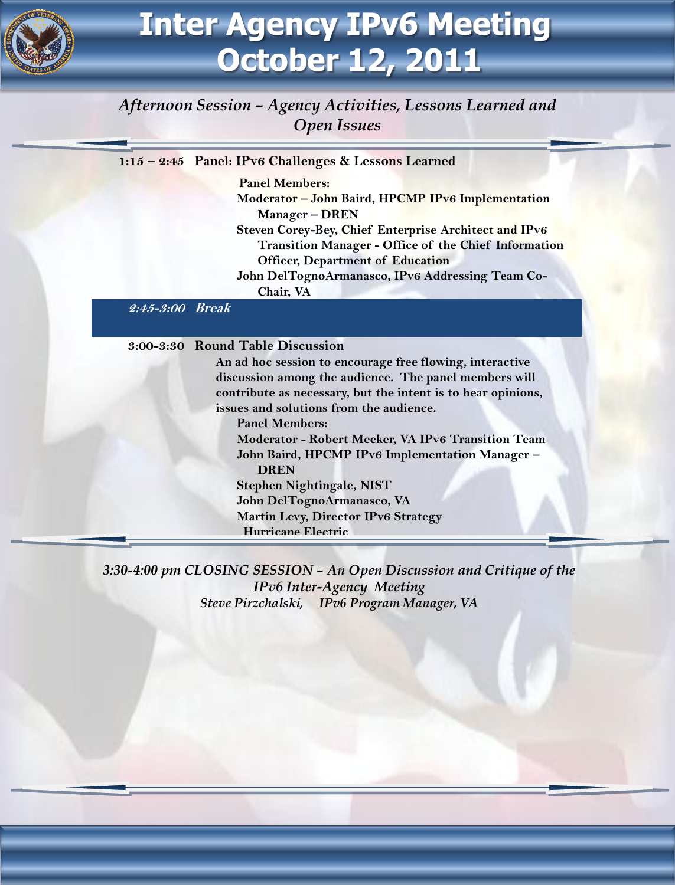# Inter Agency IPv6 Meeting October 12, 2011

## *Afternoon Session – Agency Activities, Lessons Learned and Open Issues*

**1:15 – 2:45 Panel: IPv6 Challenges & Lessons Learned**

**Panel Members:**

**Moderator – John Baird, HPCMP IPv6 Implementation Manager – DREN**

**Steven Corey-Bey, Chief Enterprise Architect and IPv6 Transition Manager - Office of the Chief Information Officer, Department of Education**

**John DelTognoArmanasco, IPv6 Addressing Team Co-Chair, VA**

***2:45-3:00 Break***

**3:00-3:30 Round Table Discussion**

**An ad hoc session to encourage free flowing, interactive discussion among the audience. The panel members will contribute as necessary, but the intent is to hear opinions, issues and solutions from the audience.**

**Panel Members:**

**Moderator - Robert Meeker, VA IPv6 Transition Team**

**John Baird, HPCMP IPv6 Implementation Manager – DREN**

**Stephen Nightingale, NIST**

**John DelTognoArmanasco, VA**

**Martin Levy, Director IPv6 Strategy Hurricane Electric**

*3:30-4:00 pm CLOSING SESSION – An Open Discussion and Critique of the IPv6 Inter-Agency Meeting*

*Steve Pirzchalski, IPv6 Program Manager, VA*